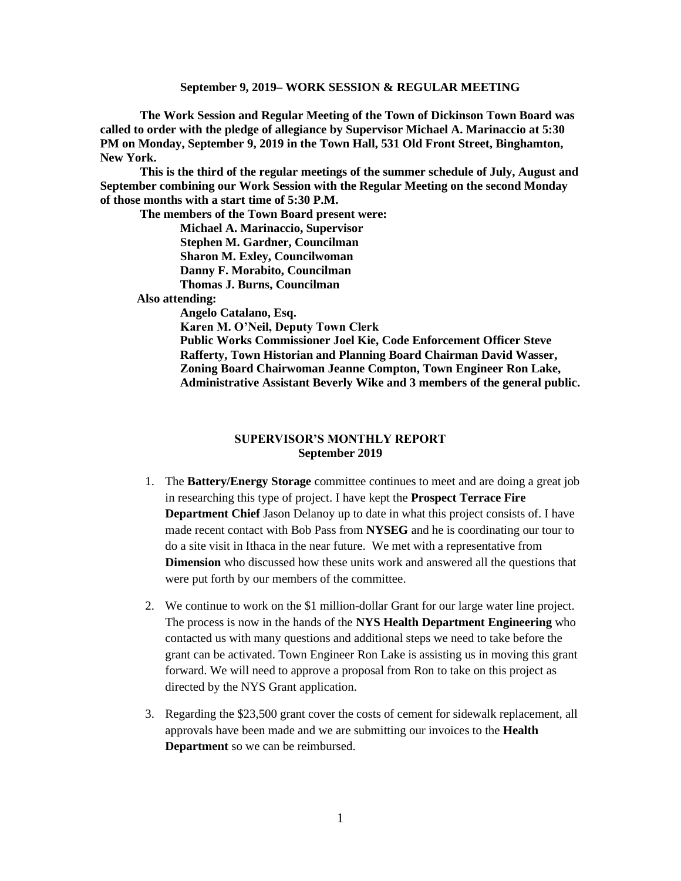**September 9, 2019– WORK SESSION & REGULAR MEETING**

**The Work Session and Regular Meeting of the Town of Dickinson Town Board was called to order with the pledge of allegiance by Supervisor Michael A. Marinaccio at 5:30 PM on Monday, September 9, 2019 in the Town Hall, 531 Old Front Street, Binghamton, New York.**

**This is the third of the regular meetings of the summer schedule of July, August and September combining our Work Session with the Regular Meeting on the second Monday of those months with a start time of 5:30 P.M.**

**The members of the Town Board present were:**

**Michael A. Marinaccio, Supervisor**
**Stephen M. Gardner, Councilman**
**Sharon M. Exley, Councilwoman**
**Danny F. Morabito, Councilman**
**Thomas J. Burns, Councilman**

**Also attending:**

**Angelo Catalano, Esq.**
**Karen M. O'Neil, Deputy Town Clerk**
**Public Works Commissioner Joel Kie, Code Enforcement Officer Steve Rafferty, Town Historian and Planning Board Chairman David Wasser, Zoning Board Chairwoman Jeanne Compton, Town Engineer Ron Lake, Administrative Assistant Beverly Wike and 3 members of the general public.**

## SUPERVISOR'S MONTHLY REPORT
### September 2019

1. The **Battery/Energy Storage** committee continues to meet and are doing a great job in researching this type of project. I have kept the **Prospect Terrace Fire Department Chief** Jason Delanoy up to date in what this project consists of. I have made recent contact with Bob Pass from **NYSEG** and he is coordinating our tour to do a site visit in Ithaca in the near future. We met with a representative from **Dimension** who discussed how these units work and answered all the questions that were put forth by our members of the committee.

2. We continue to work on the $1 million-dollar Grant for our large water line project. The process is now in the hands of the **NYS Health Department Engineering** who contacted us with many questions and additional steps we need to take before the grant can be activated. Town Engineer Ron Lake is assisting us in moving this grant forward. We will need to approve a proposal from Ron to take on this project as directed by the NYS Grant application.

3. Regarding the $23,500 grant cover the costs of cement for sidewalk replacement, all approvals have been made and we are submitting our invoices to the **Health Department** so we can be reimbursed.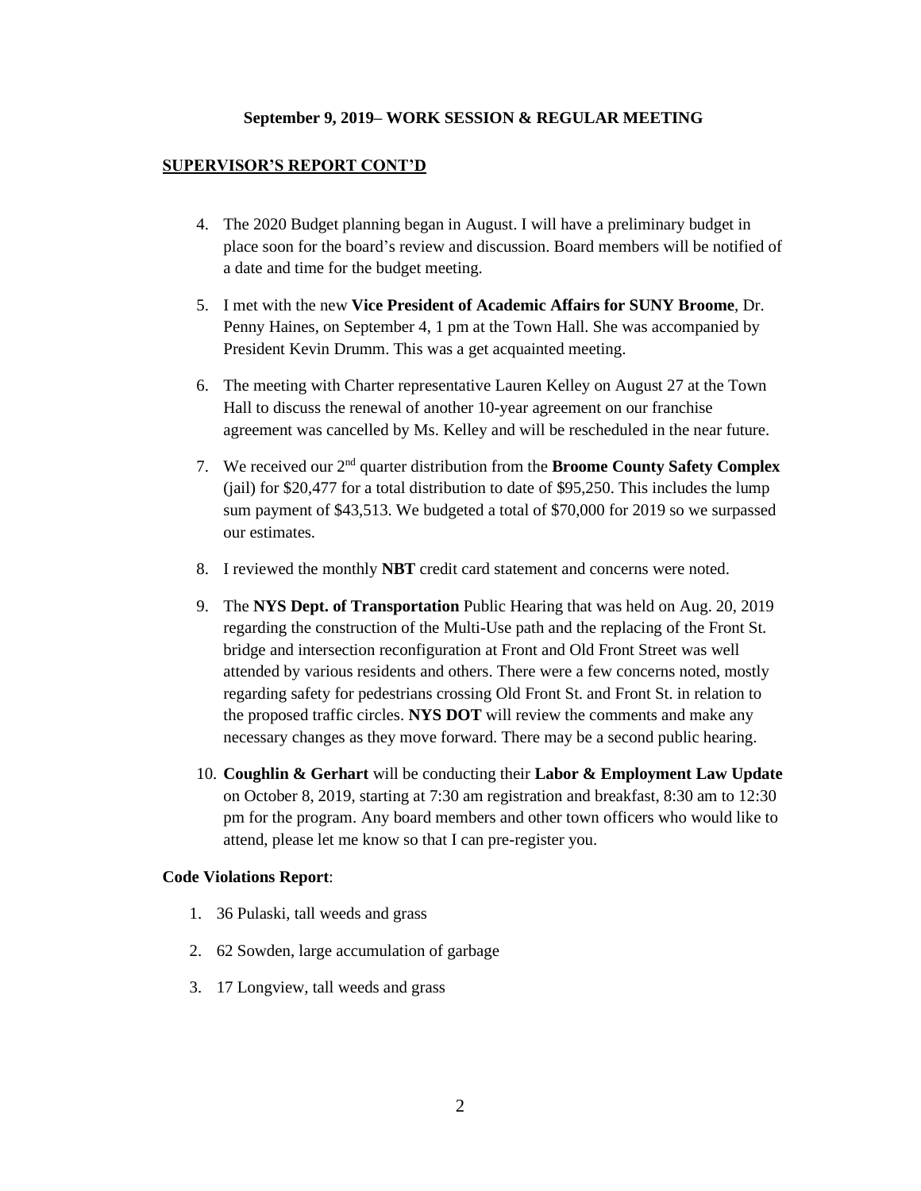**September 9, 2019– WORK SESSION & REGULAR MEETING**

**SUPERVISOR'S REPORT CONT'D**

4. The 2020 Budget planning began in August. I will have a preliminary budget in place soon for the board's review and discussion. Board members will be notified of a date and time for the budget meeting.

5. I met with the new **Vice President of Academic Affairs for SUNY Broome**, Dr. Penny Haines, on September 4, 1 pm at the Town Hall. She was accompanied by President Kevin Drumm. This was a get acquainted meeting.

6. The meeting with Charter representative Lauren Kelley on August 27 at the Town Hall to discuss the renewal of another 10-year agreement on our franchise agreement was cancelled by Ms. Kelley and will be rescheduled in the near future.

7. We received our 2nd quarter distribution from the **Broome County Safety Complex** (jail) for $20,477 for a total distribution to date of $95,250. This includes the lump sum payment of $43,513. We budgeted a total of $70,000 for 2019 so we surpassed our estimates.

8. I reviewed the monthly **NBT** credit card statement and concerns were noted.

9. The **NYS Dept. of Transportation** Public Hearing that was held on Aug. 20, 2019 regarding the construction of the Multi-Use path and the replacing of the Front St. bridge and intersection reconfiguration at Front and Old Front Street was well attended by various residents and others. There were a few concerns noted, mostly regarding safety for pedestrians crossing Old Front St. and Front St. in relation to the proposed traffic circles. **NYS DOT** will review the comments and make any necessary changes as they move forward. There may be a second public hearing.

10. **Coughlin & Gerhart** will be conducting their **Labor & Employment Law Update** on October 8, 2019, starting at 7:30 am registration and breakfast, 8:30 am to 12:30 pm for the program. Any board members and other town officers who would like to attend, please let me know so that I can pre-register you.

**Code Violations Report**:

1. 36 Pulaski, tall weeds and grass
2. 62 Sowden, large accumulation of garbage
3. 17 Longview, tall weeds and grass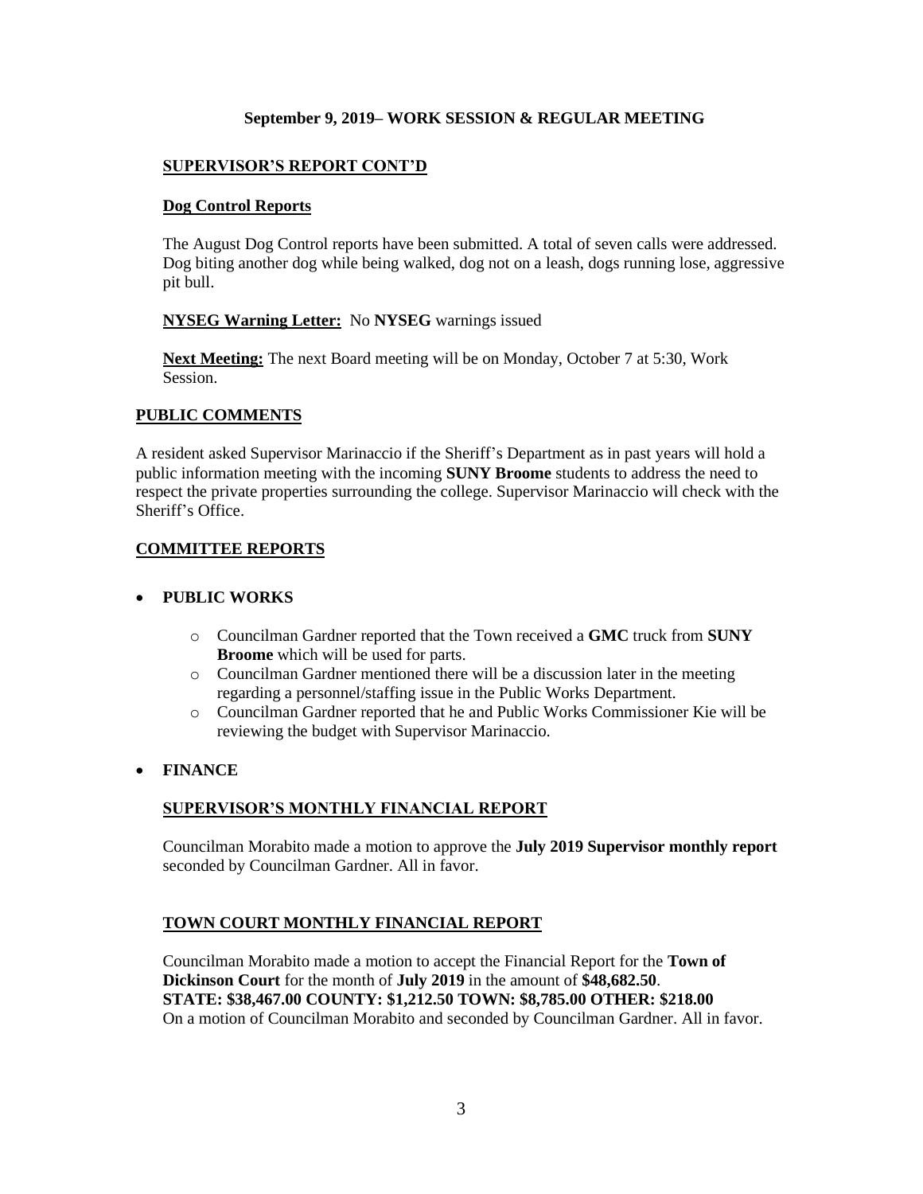**September 9, 2019– WORK SESSION & REGULAR MEETING**

**SUPERVISOR'S REPORT CONT'D**

**Dog Control Reports**

The August Dog Control reports have been submitted. A total of seven calls were addressed. Dog biting another dog while being walked, dog not on a leash, dogs running lose, aggressive pit bull.

**NYSEG Warning Letter:** No **NYSEG** warnings issued

**Next Meeting:** The next Board meeting will be on Monday, October 7 at 5:30, Work Session.

## PUBLIC COMMENTS

A resident asked Supervisor Marinaccio if the Sheriff's Department as in past years will hold a public information meeting with the incoming **SUNY Broome** students to address the need to respect the private properties surrounding the college. Supervisor Marinaccio will check with the Sheriff's Office.

## COMMITTEE REPORTS

- **PUBLIC WORKS**
  - Councilman Gardner reported that the Town received a **GMC** truck from **SUNY Broome** which will be used for parts.
  - Councilman Gardner mentioned there will be a discussion later in the meeting regarding a personnel/staffing issue in the Public Works Department.
  - Councilman Gardner reported that he and Public Works Commissioner Kie will be reviewing the budget with Supervisor Marinaccio.

- **FINANCE**

**SUPERVISOR'S MONTHLY FINANCIAL REPORT**

Councilman Morabito made a motion to approve the **July 2019 Supervisor monthly report** seconded by Councilman Gardner. All in favor.

**TOWN COURT MONTHLY FINANCIAL REPORT**

Councilman Morabito made a motion to accept the Financial Report for the **Town of Dickinson Court** for the month of **July 2019** in the amount of **$48,682.50**.
**STATE: $38,467.00 COUNTY: $1,212.50 TOWN: $8,785.00 OTHER: $218.00**
On a motion of Councilman Morabito and seconded by Councilman Gardner. All in favor.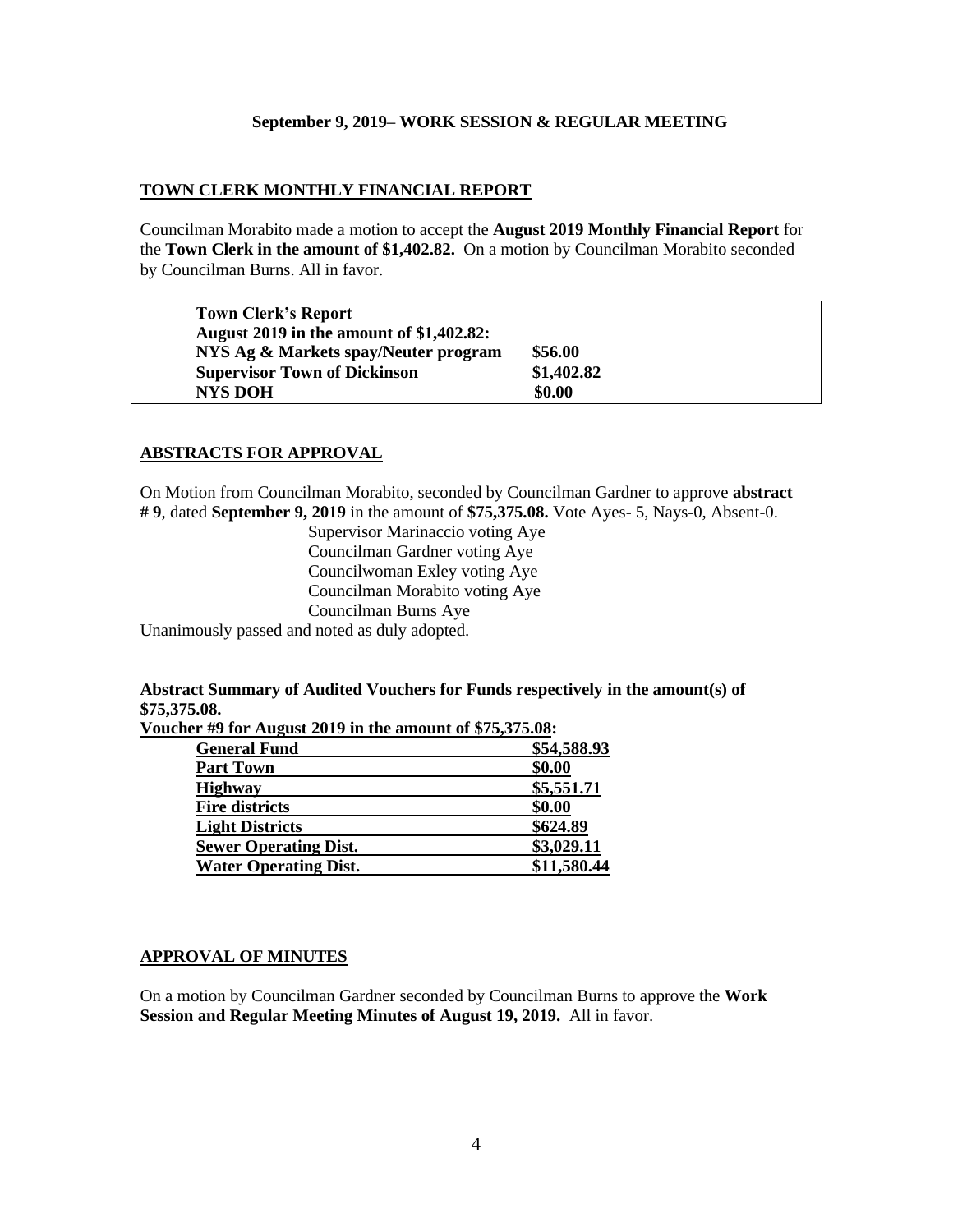**September 9, 2019– WORK SESSION & REGULAR MEETING**

## TOWN CLERK MONTHLY FINANCIAL REPORT

Councilman Morabito made a motion to accept the **August 2019 Monthly Financial Report** for the **Town Clerk in the amount of $1,402.82.** On a motion by Councilman Morabito seconded by Councilman Burns. All in favor.

| **Town Clerk's Report** | |
|---|---|
| **August 2019 in the amount of $1,402.82:** | |
| **NYS Ag & Markets spay/Neuter program** | **$56.00** |
| **Supervisor Town of Dickinson** | **$1,402.82** |
| **NYS DOH** | **$0.00** |

## ABSTRACTS FOR APPROVAL

On Motion from Councilman Morabito, seconded by Councilman Gardner to approve **abstract # 9**, dated **September 9, 2019** in the amount of **$75,375.08.** Vote Ayes- 5, Nays-0, Absent-0.

Supervisor Marinaccio voting Aye
Councilman Gardner voting Aye
Councilwoman Exley voting Aye
Councilman Morabito voting Aye
Councilman Burns Aye

Unanimously passed and noted as duly adopted.

**Abstract Summary of Audited Vouchers for Funds respectively in the amount(s) of $75,375.08.**

**Voucher #9 for August 2019 in the amount of $75,375.08:**

| **General Fund** | **$54,588.93** |
|---|---|
| **Part Town** | **$0.00** |
| **Highway** | **$5,551.71** |
| **Fire districts** | **$0.00** |
| **Light Districts** | **$624.89** |
| **Sewer Operating Dist.** | **$3,029.11** |
| **Water Operating Dist.** | **$11,580.44** |

## APPROVAL OF MINUTES

On a motion by Councilman Gardner seconded by Councilman Burns to approve the **Work Session and Regular Meeting Minutes of August 19, 2019.** All in favor.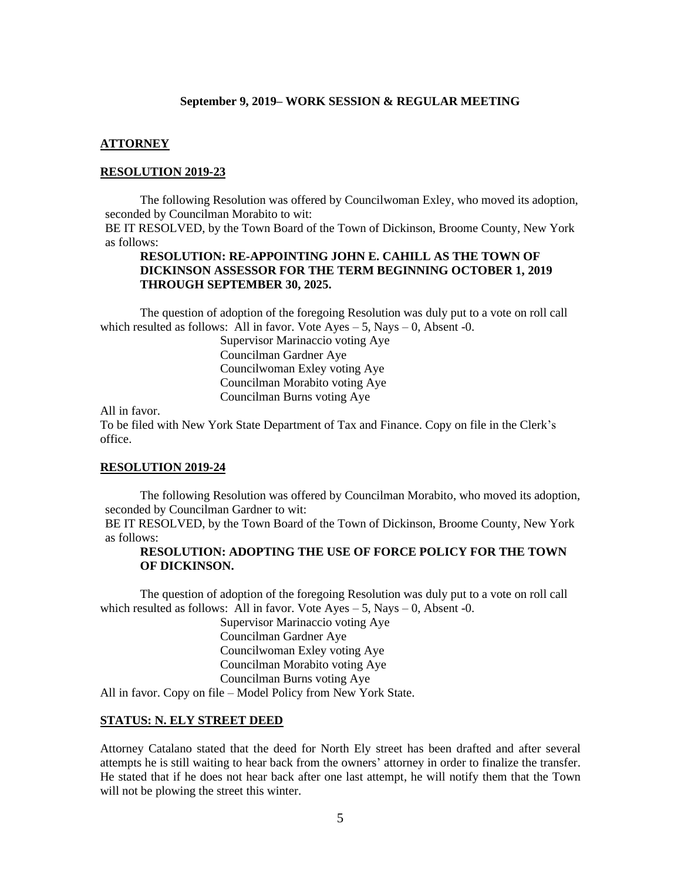**September 9, 2019– WORK SESSION & REGULAR MEETING**

**ATTORNEY**

**RESOLUTION 2019-23**

The following Resolution was offered by Councilwoman Exley, who moved its adoption, seconded by Councilman Morabito to wit:

BE IT RESOLVED, by the Town Board of the Town of Dickinson, Broome County, New York as follows:

**RESOLUTION: RE-APPOINTING JOHN E. CAHILL AS THE TOWN OF DICKINSON ASSESSOR FOR THE TERM BEGINNING OCTOBER 1, 2019 THROUGH SEPTEMBER 30, 2025.**

The question of adoption of the foregoing Resolution was duly put to a vote on roll call which resulted as follows: All in favor. Vote Ayes – 5, Nays – 0, Absent -0.

Supervisor Marinaccio voting Aye
Councilman Gardner Aye
Councilwoman Exley voting Aye
Councilman Morabito voting Aye
Councilman Burns voting Aye

All in favor.

To be filed with New York State Department of Tax and Finance. Copy on file in the Clerk's office.

**RESOLUTION 2019-24**

The following Resolution was offered by Councilman Morabito, who moved its adoption, seconded by Councilman Gardner to wit:

BE IT RESOLVED, by the Town Board of the Town of Dickinson, Broome County, New York as follows:

**RESOLUTION: ADOPTING THE USE OF FORCE POLICY FOR THE TOWN OF DICKINSON.**

The question of adoption of the foregoing Resolution was duly put to a vote on roll call which resulted as follows: All in favor. Vote Ayes – 5, Nays – 0, Absent -0.

Supervisor Marinaccio voting Aye
Councilman Gardner Aye
Councilwoman Exley voting Aye
Councilman Morabito voting Aye
Councilman Burns voting Aye

All in favor. Copy on file – Model Policy from New York State.

**STATUS: N. ELY STREET DEED**

Attorney Catalano stated that the deed for North Ely street has been drafted and after several attempts he is still waiting to hear back from the owners' attorney in order to finalize the transfer. He stated that if he does not hear back after one last attempt, he will notify them that the Town will not be plowing the street this winter.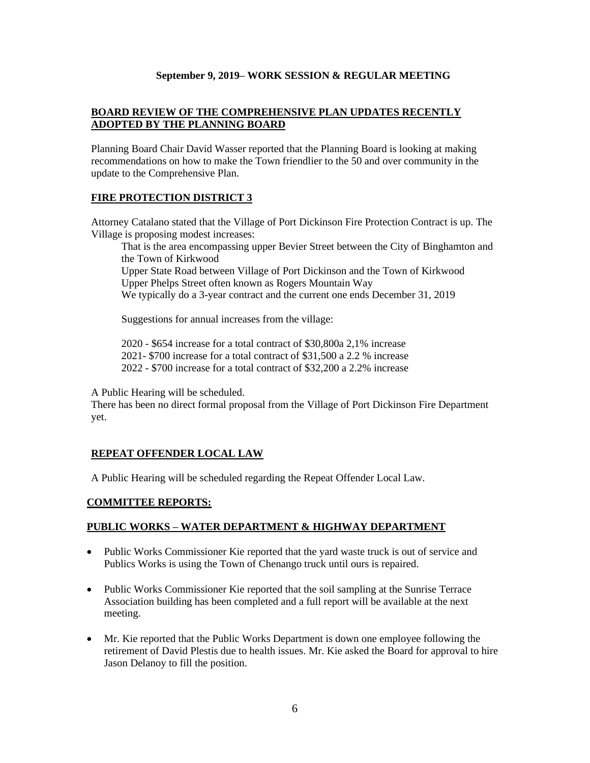**September 9, 2019– WORK SESSION & REGULAR MEETING**

**BOARD REVIEW OF THE COMPREHENSIVE PLAN UPDATES RECENTLY ADOPTED BY THE PLANNING BOARD**

Planning Board Chair David Wasser reported that the Planning Board is looking at making recommendations on how to make the Town friendlier to the 50 and over community in the update to the Comprehensive Plan.

**FIRE PROTECTION DISTRICT 3**

Attorney Catalano stated that the Village of Port Dickinson Fire Protection Contract is up. The Village is proposing modest increases:

That is the area encompassing upper Bevier Street between the City of Binghamton and the Town of Kirkwood
Upper State Road between Village of Port Dickinson and the Town of Kirkwood
Upper Phelps Street often known as Rogers Mountain Way
We typically do a 3-year contract and the current one ends December 31, 2019

Suggestions for annual increases from the village:

2020 - $654 increase for a total contract of $30,800a 2,1% increase
2021- $700 increase for a total contract of $31,500 a 2.2 % increase
2022 - $700 increase for a total contract of $32,200 a 2.2% increase

A Public Hearing will be scheduled.
There has been no direct formal proposal from the Village of Port Dickinson Fire Department yet.

**REPEAT OFFENDER LOCAL LAW**

A Public Hearing will be scheduled regarding the Repeat Offender Local Law.

**COMMITTEE REPORTS:**

**PUBLIC WORKS – WATER DEPARTMENT & HIGHWAY DEPARTMENT**

- Public Works Commissioner Kie reported that the yard waste truck is out of service and Publics Works is using the Town of Chenango truck until ours is repaired.
- Public Works Commissioner Kie reported that the soil sampling at the Sunrise Terrace Association building has been completed and a full report will be available at the next meeting.
- Mr. Kie reported that the Public Works Department is down one employee following the retirement of David Plestis due to health issues. Mr. Kie asked the Board for approval to hire Jason Delanoy to fill the position.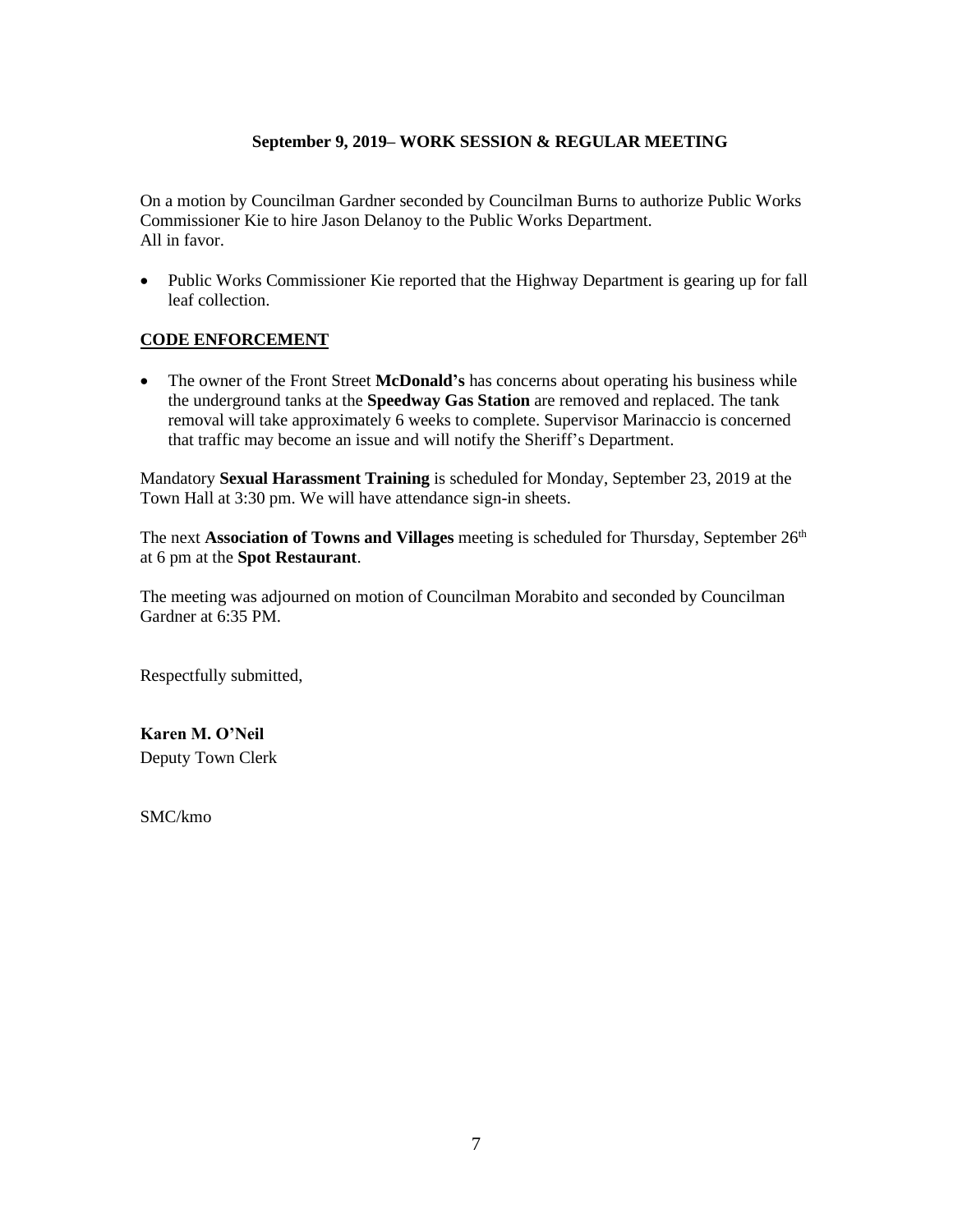**September 9, 2019– WORK SESSION & REGULAR MEETING**

On a motion by Councilman Gardner seconded by Councilman Burns to authorize Public Works Commissioner Kie to hire Jason Delanoy to the Public Works Department.
All in favor.

- Public Works Commissioner Kie reported that the Highway Department is gearing up for fall leaf collection.

## CODE ENFORCEMENT

- The owner of the Front Street **McDonald's** has concerns about operating his business while the underground tanks at the **Speedway Gas Station** are removed and replaced. The tank removal will take approximately 6 weeks to complete. Supervisor Marinaccio is concerned that traffic may become an issue and will notify the Sheriff's Department.

Mandatory **Sexual Harassment Training** is scheduled for Monday, September 23, 2019 at the Town Hall at 3:30 pm. We will have attendance sign-in sheets.

The next **Association of Towns and Villages** meeting is scheduled for Thursday, September 26th at 6 pm at the **Spot Restaurant**.

The meeting was adjourned on motion of Councilman Morabito and seconded by Councilman Gardner at 6:35 PM.

Respectfully submitted,

**Karen M. O'Neil**
Deputy Town Clerk

SMC/kmo